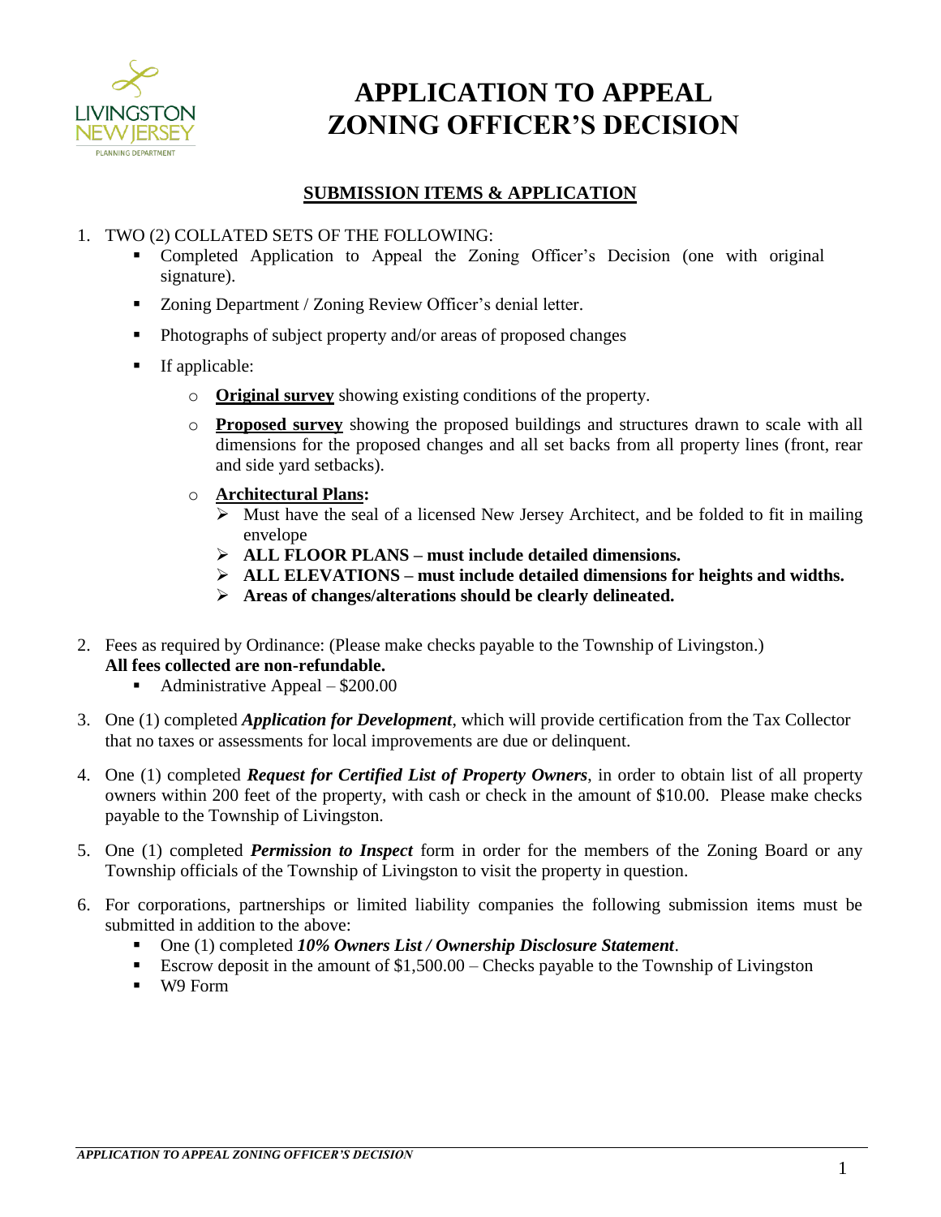# APPLICATION TO APPEAL ZONING OFFICER'S DECISION

## <u>SUBMISSION ITEMS & APPLICATION</u>

1. TWO (2) COLLATED SETS OF THE FOLLOWING:
   - Completed Application to Appeal the Zoning Officer's Decision (one with original signature).
   - Zoning Department / Zoning Review Officer's denial letter.
   - Photographs of subject property and/or areas of proposed changes
   - If applicable:
     - **<u>Original survey</u>** showing existing conditions of the property.
     - **<u>Proposed survey</u>** showing the proposed buildings and structures drawn to scale with all dimensions for the proposed changes and all set backs from all property lines (front, rear and side yard setbacks).
     - **<u>Architectural Plans</u>:**
       - Must have the seal of a licensed New Jersey Architect, and be folded to fit in mailing envelope
       - **ALL FLOOR PLANS – must include detailed dimensions.**
       - **ALL ELEVATIONS – must include detailed dimensions for heights and widths.**
       - **Areas of changes/alterations should be clearly delineated.**

2. Fees as required by Ordinance: (Please make checks payable to the Township of Livingston.)
   **All fees collected are non-refundable.**
   - Administrative Appeal – $200.00

3. One (1) completed ***Application for Development***, which will provide certification from the Tax Collector that no taxes or assessments for local improvements are due or delinquent.

4. One (1) completed ***Request for Certified List of Property Owners***, in order to obtain list of all property owners within 200 feet of the property, with cash or check in the amount of $10.00. Please make checks payable to the Township of Livingston.

5. One (1) completed ***Permission to Inspect*** form in order for the members of the Zoning Board or any Township officials of the Township of Livingston to visit the property in question.

6. For corporations, partnerships or limited liability companies the following submission items must be submitted in addition to the above:
   - One (1) completed ***10% Owners List / Ownership Disclosure Statement***.
   - Escrow deposit in the amount of $1,500.00 – Checks payable to the Township of Livingston
   - W9 Form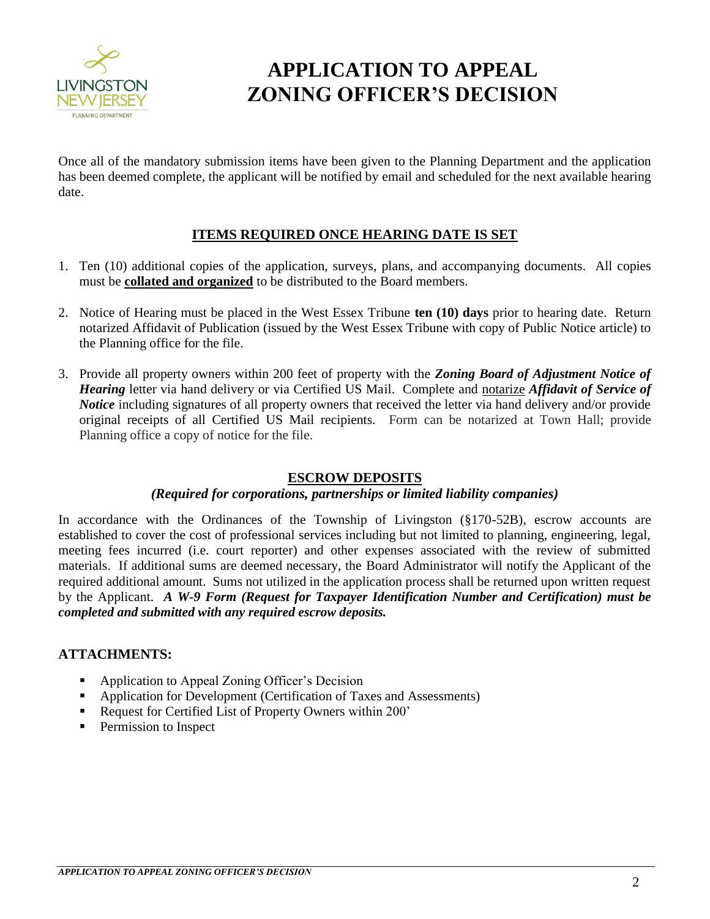# APPLICATION TO APPEAL ZONING OFFICER'S DECISION

Once all of the mandatory submission items have been given to the Planning Department and the application has been deemed complete, the applicant will be notified by email and scheduled for the next available hearing date.

## ITEMS REQUIRED ONCE HEARING DATE IS SET

1. Ten (10) additional copies of the application, surveys, plans, and accompanying documents. All copies must be **collated and organized** to be distributed to the Board members.
2. Notice of Hearing must be placed in the West Essex Tribune **ten (10) days** prior to hearing date. Return notarized Affidavit of Publication (issued by the West Essex Tribune with copy of Public Notice article) to the Planning office for the file.
3. Provide all property owners within 200 feet of property with the ***Zoning Board of Adjustment Notice of Hearing*** letter via hand delivery or via Certified US Mail. Complete and notarize ***Affidavit of Service of Notice*** including signatures of all property owners that received the letter via hand delivery and/or provide original receipts of all Certified US Mail recipients. Form can be notarized at Town Hall; provide Planning office a copy of notice for the file.

## ESCROW DEPOSITS

***(Required for corporations, partnerships or limited liability companies)***

In accordance with the Ordinances of the Township of Livingston (§170-52B), escrow accounts are established to cover the cost of professional services including but not limited to planning, engineering, legal, meeting fees incurred (i.e. court reporter) and other expenses associated with the review of submitted materials. If additional sums are deemed necessary, the Board Administrator will notify the Applicant of the required additional amount. Sums not utilized in the application process shall be returned upon written request by the Applicant. ***A W-9 Form (Request for Taxpayer Identification Number and Certification) must be completed and submitted with any required escrow deposits.***

## ATTACHMENTS:

- Application to Appeal Zoning Officer's Decision
- Application for Development (Certification of Taxes and Assessments)
- Request for Certified List of Property Owners within 200'
- Permission to Inspect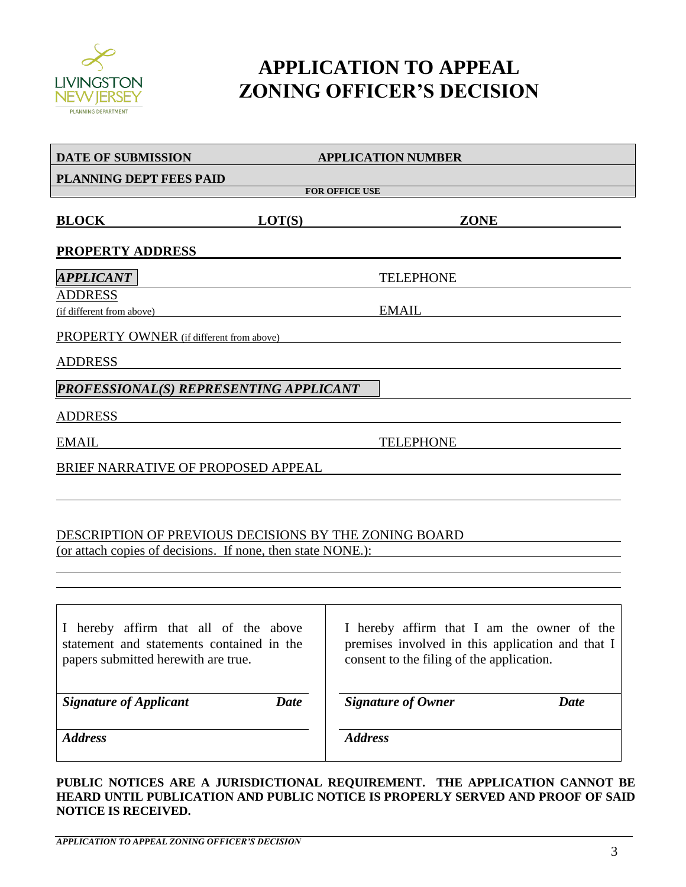LIVINGSTON NEW JERSEY
PLANNING DEPARTMENT

# APPLICATION TO APPEAL ZONING OFFICER'S DECISION

| | |
|---|---|
| **DATE OF SUBMISSION** | **APPLICATION NUMBER** |
| **PLANNING DEPT FEES PAID** | |

**FOR OFFICE USE**

**BLOCK** ____________ **LOT(S)** ____________ **ZONE** ____________

**PROPERTY ADDRESS** ____________________________________________

***APPLICANT*** ____________________________ TELEPHONE ____________________

ADDRESS
(if different from above) ____________________________ EMAIL ____________________

PROPERTY OWNER (if different from above) ____________________________________________

ADDRESS ____________________________________________

***PROFESSIONAL(S) REPRESENTING APPLICANT*** ____________________________________________

ADDRESS ____________________________________________

EMAIL ____________________________ TELEPHONE ____________________

BRIEF NARRATIVE OF PROPOSED APPEAL ____________________________________________

____________________________________________

DESCRIPTION OF PREVIOUS DECISIONS BY THE ZONING BOARD
(or attach copies of decisions. If none, then state NONE.): ____________________________________________

____________________________________________

____________________________________________

| | |
|---|---|
| I hereby affirm that all of the above statement and statements contained in the papers submitted herewith are true. | I hereby affirm that I am the owner of the premises involved in this application and that I consent to the filing of the application. |
| ***Signature of Applicant*** ***Date*** | ***Signature of Owner*** ***Date*** |
| ***Address*** | ***Address*** |

**PUBLIC NOTICES ARE A JURISDICTIONAL REQUIREMENT. THE APPLICATION CANNOT BE HEARD UNTIL PUBLICATION AND PUBLIC NOTICE IS PROPERLY SERVED AND PROOF OF SAID NOTICE IS RECEIVED.**